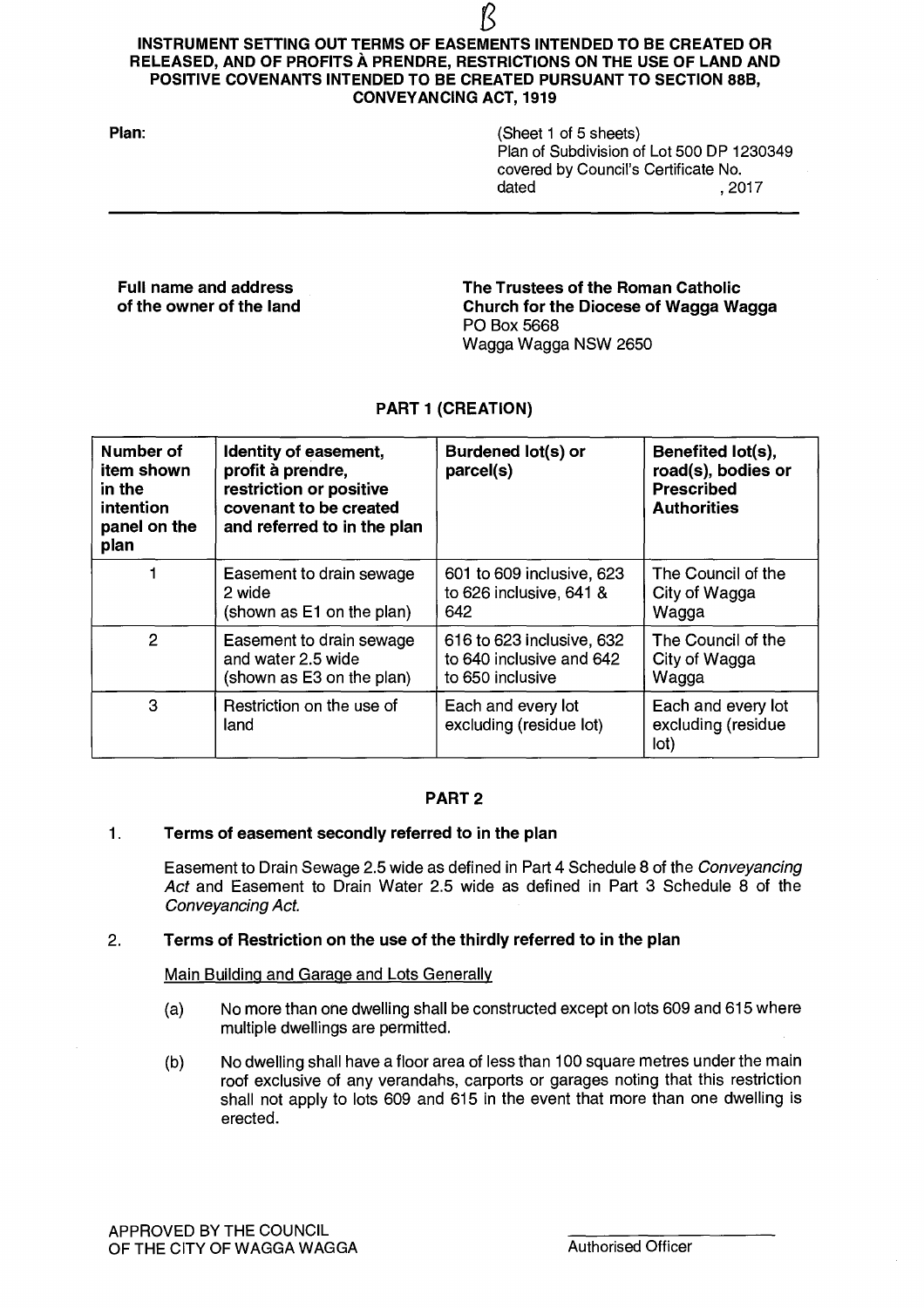B

# INSTRUMENT SETTING OUT TERMS OF EASEMENTS INTENDED TO BE CREATED OR RELEASED, AND OF PROFITS À PRENDRE, RESTRICTIONS ON THE USE OF LAND AND POSITIVE COVENANTS INTENDED TO BE CREATED PURSUANT TO SECTION 88B, CONVEYANCING ACT, 1919

**Plan:**

(Sheet 1 of 5 sheets)
Plan of Subdivision of Lot 500 DP 1230349
covered by Council's Certificate No.
dated , 2017

---

**Full name and address of the owner of the land**

**The Trustees of the Roman Catholic Church for the Diocese of Wagga Wagga**
PO Box 5668
Wagga Wagga NSW 2650

## PART 1 (CREATION)

| Number of item shown in the intention panel on the plan | Identity of easement, profit à prendre, restriction or positive covenant to be created and referred to in the plan | Burdened lot(s) or parcel(s) | Benefited lot(s), road(s), bodies or Prescribed Authorities |
|---|---|---|---|
| 1 | Easement to drain sewage 2 wide (shown as E1 on the plan) | 601 to 609 inclusive, 623 to 626 inclusive, 641 & 642 | The Council of the City of Wagga Wagga |
| 2 | Easement to drain sewage and water 2.5 wide (shown as E3 on the plan) | 616 to 623 inclusive, 632 to 640 inclusive and 642 to 650 inclusive | The Council of the City of Wagga Wagga |
| 3 | Restriction on the use of land | Each and every lot excluding (residue lot) | Each and every lot excluding (residue lot) |

## PART 2

1. **Terms of easement secondly referred to in the plan**

   Easement to Drain Sewage 2.5 wide as defined in Part 4 Schedule 8 of the *Conveyancing Act* and Easement to Drain Water 2.5 wide as defined in Part 3 Schedule 8 of the *Conveyancing Act.*

2. **Terms of Restriction on the use of the thirdly referred to in the plan**

   Main Building and Garage and Lots Generally

   (a) No more than one dwelling shall be constructed except on lots 609 and 615 where multiple dwellings are permitted.

   (b) No dwelling shall have a floor area of less than 100 square metres under the main roof exclusive of any verandahs, carports or garages noting that this restriction shall not apply to lots 609 and 615 in the event that more than one dwelling is erected.

APPROVED BY THE COUNCIL
OF THE CITY OF WAGGA WAGGA

Authorised Officer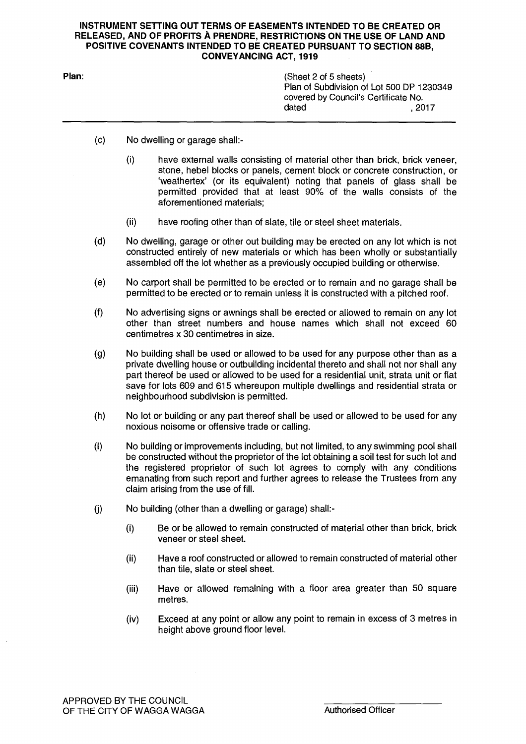**INSTRUMENT SETTING OUT TERMS OF EASEMENTS INTENDED TO BE CREATED OR RELEASED, AND OF PROFITS À PRENDRE, RESTRICTIONS ON THE USE OF LAND AND POSITIVE COVENANTS INTENDED TO BE CREATED PURSUANT TO SECTION 88B, CONVEYANCING ACT, 1919**

**Plan:**

(Sheet 2 of 5 sheets)
Plan of Subdivision of Lot 500 DP 1230349
covered by Council's Certificate No.
dated , 2017

(c) No dwelling or garage shall:-

 (i) have external walls consisting of material other than brick, brick veneer, stone, hebel blocks or panels, cement block or concrete construction, or 'weathertex' (or its equivalent) noting that panels of glass shall be permitted provided that at least 90% of the walls consists of the aforementioned materials;

 (ii) have roofing other than of slate, tile or steel sheet materials.

(d) No dwelling, garage or other out building may be erected on any lot which is not constructed entirely of new materials or which has been wholly or substantially assembled off the lot whether as a previously occupied building or otherwise.

(e) No carport shall be permitted to be erected or to remain and no garage shall be permitted to be erected or to remain unless it is constructed with a pitched roof.

(f) No advertising signs or awnings shall be erected or allowed to remain on any lot other than street numbers and house names which shall not exceed 60 centimetres x 30 centimetres in size.

(g) No building shall be used or allowed to be used for any purpose other than as a private dwelling house or outbuilding incidental thereto and shall not nor shall any part thereof be used or allowed to be used for a residential unit, strata unit or flat save for lots 609 and 615 whereupon multiple dwellings and residential strata or neighbourhood subdivision is permitted.

(h) No lot or building or any part thereof shall be used or allowed to be used for any noxious noisome or offensive trade or calling.

(i) No building or improvements including, but not limited, to any swimming pool shall be constructed without the proprietor of the lot obtaining a soil test for such lot and the registered proprietor of such lot agrees to comply with any conditions emanating from such report and further agrees to release the Trustees from any claim arising from the use of fill.

(j) No building (other than a dwelling or garage) shall:-

 (i) Be or be allowed to remain constructed of material other than brick, brick veneer or steel sheet.

 (ii) Have a roof constructed or allowed to remain constructed of material other than tile, slate or steel sheet.

 (iii) Have or allowed remaining with a floor area greater than 50 square metres.

 (iv) Exceed at any point or allow any point to remain in excess of 3 metres in height above ground floor level.

APPROVED BY THE COUNCIL
OF THE CITY OF WAGGA WAGGA

Authorised Officer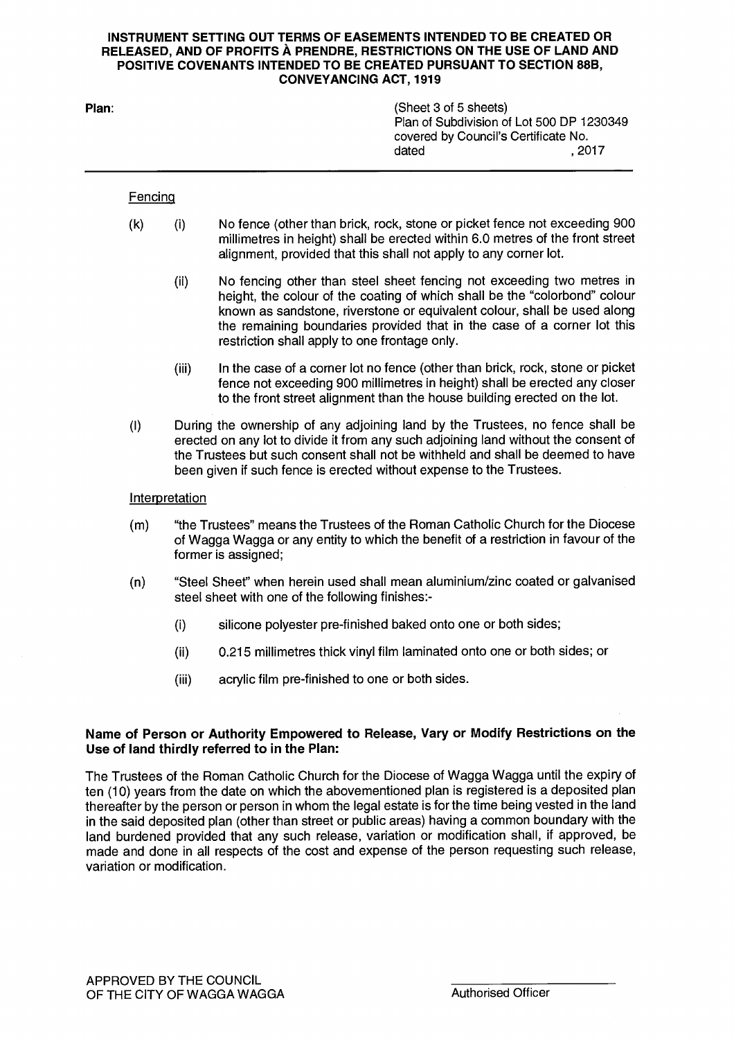**INSTRUMENT SETTING OUT TERMS OF EASEMENTS INTENDED TO BE CREATED OR RELEASED, AND OF PROFITS À PRENDRE, RESTRICTIONS ON THE USE OF LAND AND POSITIVE COVENANTS INTENDED TO BE CREATED PURSUANT TO SECTION 88B, CONVEYANCING ACT, 1919**

**Plan:**

(Sheet 3 of 5 sheets)
Plan of Subdivision of Lot 500 DP 1230349
covered by Council's Certificate No.
dated , 2017

---

Fencing

(k) (i) No fence (other than brick, rock, stone or picket fence not exceeding 900 millimetres in height) shall be erected within 6.0 metres of the front street alignment, provided that this shall not apply to any corner lot.

(ii) No fencing other than steel sheet fencing not exceeding two metres in height, the colour of the coating of which shall be the "colorbond" colour known as sandstone, riverstone or equivalent colour, shall be used along the remaining boundaries provided that in the case of a corner lot this restriction shall apply to one frontage only.

(iii) In the case of a corner lot no fence (other than brick, rock, stone or picket fence not exceeding 900 millimetres in height) shall be erected any closer to the front street alignment than the house building erected on the lot.

(l) During the ownership of any adjoining land by the Trustees, no fence shall be erected on any lot to divide it from any such adjoining land without the consent of the Trustees but such consent shall not be withheld and shall be deemed to have been given if such fence is erected without expense to the Trustees.

Interpretation

(m) "the Trustees" means the Trustees of the Roman Catholic Church for the Diocese of Wagga Wagga or any entity to which the benefit of a restriction in favour of the former is assigned;

(n) "Steel Sheet" when herein used shall mean aluminium/zinc coated or galvanised steel sheet with one of the following finishes:-

(i) silicone polyester pre-finished baked onto one or both sides;

(ii) 0.215 millimetres thick vinyl film laminated onto one or both sides; or

(iii) acrylic film pre-finished to one or both sides.

**Name of Person or Authority Empowered to Release, Vary or Modify Restrictions on the Use of land thirdly referred to in the Plan:**

The Trustees of the Roman Catholic Church for the Diocese of Wagga Wagga until the expiry of ten (10) years from the date on which the abovementioned plan is registered is a deposited plan thereafter by the person or person in whom the legal estate is for the time being vested in the land in the said deposited plan (other than street or public areas) having a common boundary with the land burdened provided that any such release, variation or modification shall, if approved, be made and done in all respects of the cost and expense of the person requesting such release, variation or modification.

APPROVED BY THE COUNCIL
OF THE CITY OF WAGGA WAGGA

Authorised Officer